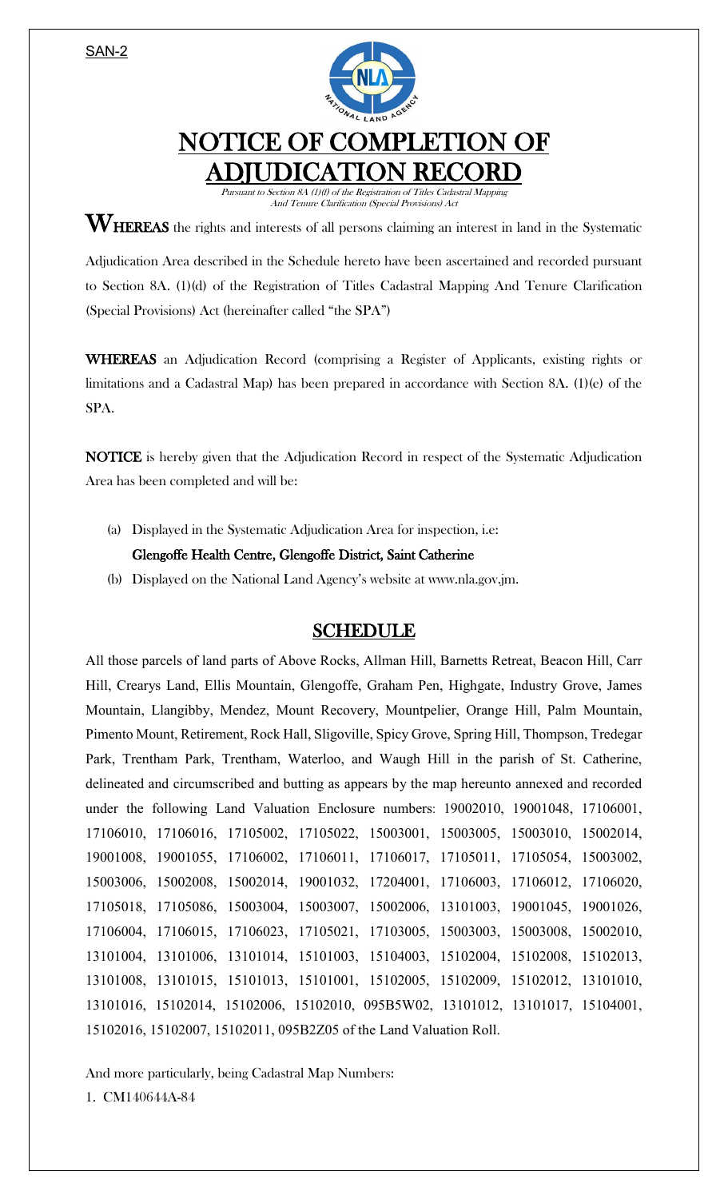SAN-2

# NOTICE OF COMPLETION OF ADJUDICATION RECORD

*Pursuant to Section 8A (1)(f) of the Registration of Titles Cadastral Mapping And Tenure Clarification (Special Provisions) Act*

**WHEREAS** the rights and interests of all persons claiming an interest in land in the Systematic Adjudication Area described in the Schedule hereto have been ascertained and recorded pursuant to Section 8A. (1)(d) of the Registration of Titles Cadastral Mapping And Tenure Clarification (Special Provisions) Act (hereinafter called "the SPA")

**WHEREAS** an Adjudication Record (comprising a Register of Applicants, existing rights or limitations and a Cadastral Map) has been prepared in accordance with Section 8A. (1)(e) of the SPA.

**NOTICE** is hereby given that the Adjudication Record in respect of the Systematic Adjudication Area has been completed and will be:

(a) Displayed in the Systematic Adjudication Area for inspection, i.e:
**Glengoffe Health Centre, Glengoffe District, Saint Catherine**

(b) Displayed on the National Land Agency's website at www.nla.gov.jm.

## SCHEDULE

All those parcels of land parts of Above Rocks, Allman Hill, Barnetts Retreat, Beacon Hill, Carr Hill, Crearys Land, Ellis Mountain, Glengoffe, Graham Pen, Highgate, Industry Grove, James Mountain, Llangibby, Mendez, Mount Recovery, Mountpelier, Orange Hill, Palm Mountain, Pimento Mount, Retirement, Rock Hall, Sligoville, Spicy Grove, Spring Hill, Thompson, Tredegar Park, Trentham Park, Trentham, Waterloo, and Waugh Hill in the parish of St. Catherine, delineated and circumscribed and butting as appears by the map hereunto annexed and recorded under the following Land Valuation Enclosure numbers: 19002010, 19001048, 17106001, 17106010, 17106016, 17105002, 17105022, 15003001, 15003005, 15003010, 15002014, 19001008, 19001055, 17106002, 17106011, 17106017, 17105011, 17105054, 15003002, 15003006, 15002008, 15002014, 19001032, 17204001, 17106003, 17106012, 17106020, 17105018, 17105086, 15003004, 15003007, 15002006, 13101003, 19001045, 19001026, 17106004, 17106015, 17106023, 17105021, 17103005, 15003003, 15003008, 15002010, 13101004, 13101006, 13101014, 15101003, 15104003, 15102004, 15102008, 15102013, 13101008, 13101015, 15101013, 15101001, 15102005, 15102009, 15102012, 13101010, 13101016, 15102014, 15102006, 15102010, 095B5W02, 13101012, 13101017, 15104001, 15102016, 15102007, 15102011, 095B2Z05 of the Land Valuation Roll.

And more particularly, being Cadastral Map Numbers:

1. CM140644A-84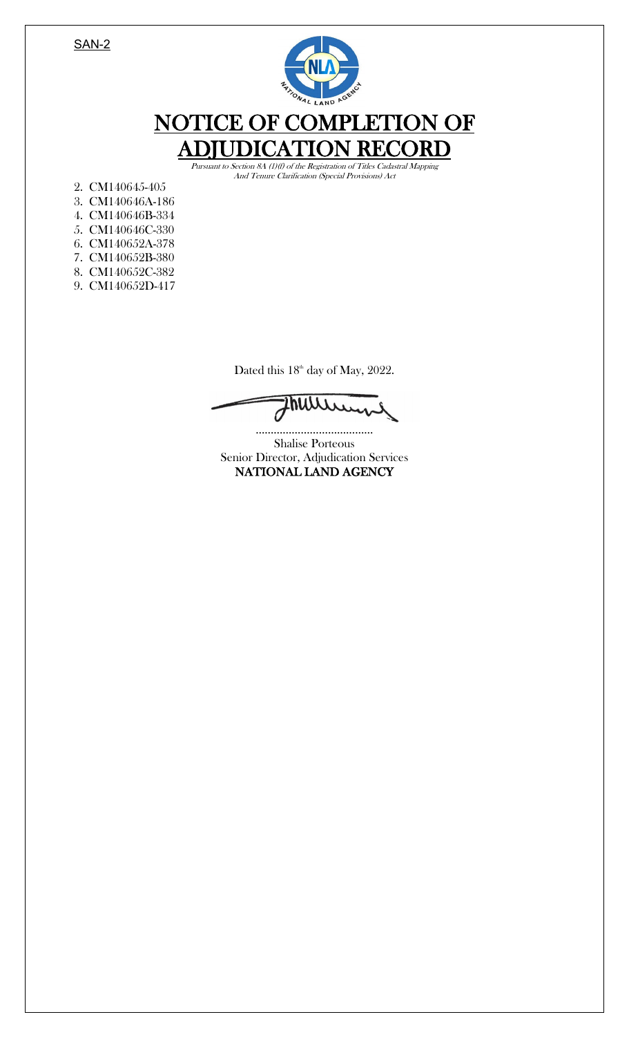SAN-2

# NOTICE OF COMPLETION OF ADJUDICATION RECORD

*Pursuant to Section 8A (1)(f) of the Registration of Titles Cadastral Mapping And Tenure Clarification (Special Provisions) Act*

2. CM140645-405
3. CM140646A-186
4. CM140646B-334
5. CM140646C-330
6. CM140652A-378
7. CM140652B-380
8. CM140652C-382
9. CM140652D-417

Dated this 18th day of May, 2022.

......................................
Shalise Porteous
Senior Director, Adjudication Services
**NATIONAL LAND AGENCY**